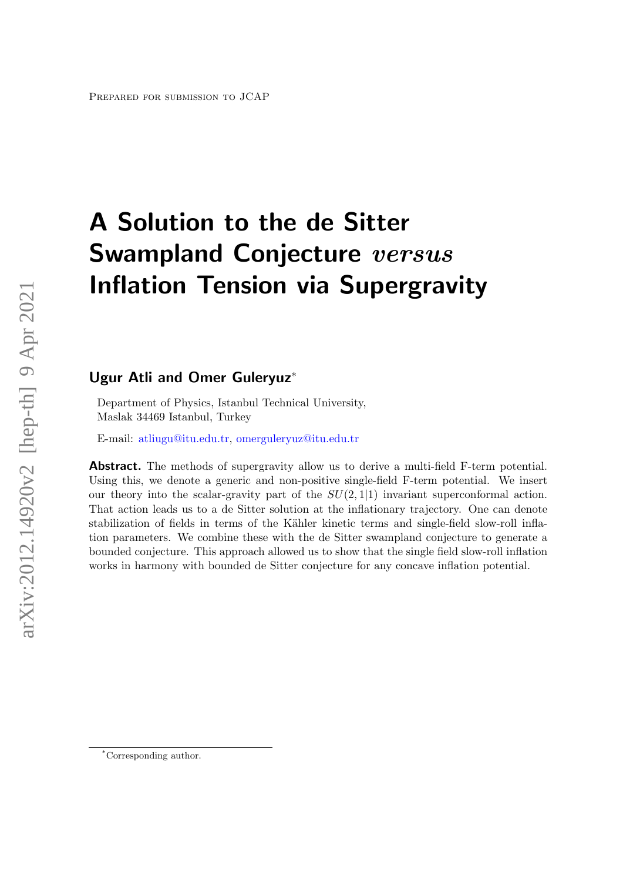Prepared for submission to JCAP

# A Solution to the de Sitter Swampland Conjecture *versus* Inflation Tension via Supergravity

**Ugur Atli and Omer Guleryuz[*]**

Department of Physics, Istanbul Technical University,
Maslak 34469 Istanbul, Turkey

E-mail: atliugu@itu.edu.tr, omerguleryuz@itu.edu.tr

**Abstract.** The methods of supergravity allow us to derive a multi-field F-term potential. Using this, we denote a generic and non-positive single-field F-term potential. We insert our theory into the scalar-gravity part of the $SU(2,1|1)$ invariant superconformal action. That action leads us to a de Sitter solution at the inflationary trajectory. One can denote stabilization of fields in terms of the Kähler kinetic terms and single-field slow-roll inflation parameters. We combine these with the de Sitter swampland conjecture to generate a bounded conjecture. This approach allowed us to show that the single field slow-roll inflation works in harmony with bounded de Sitter conjecture for any concave inflation potential.

[*]Corresponding author.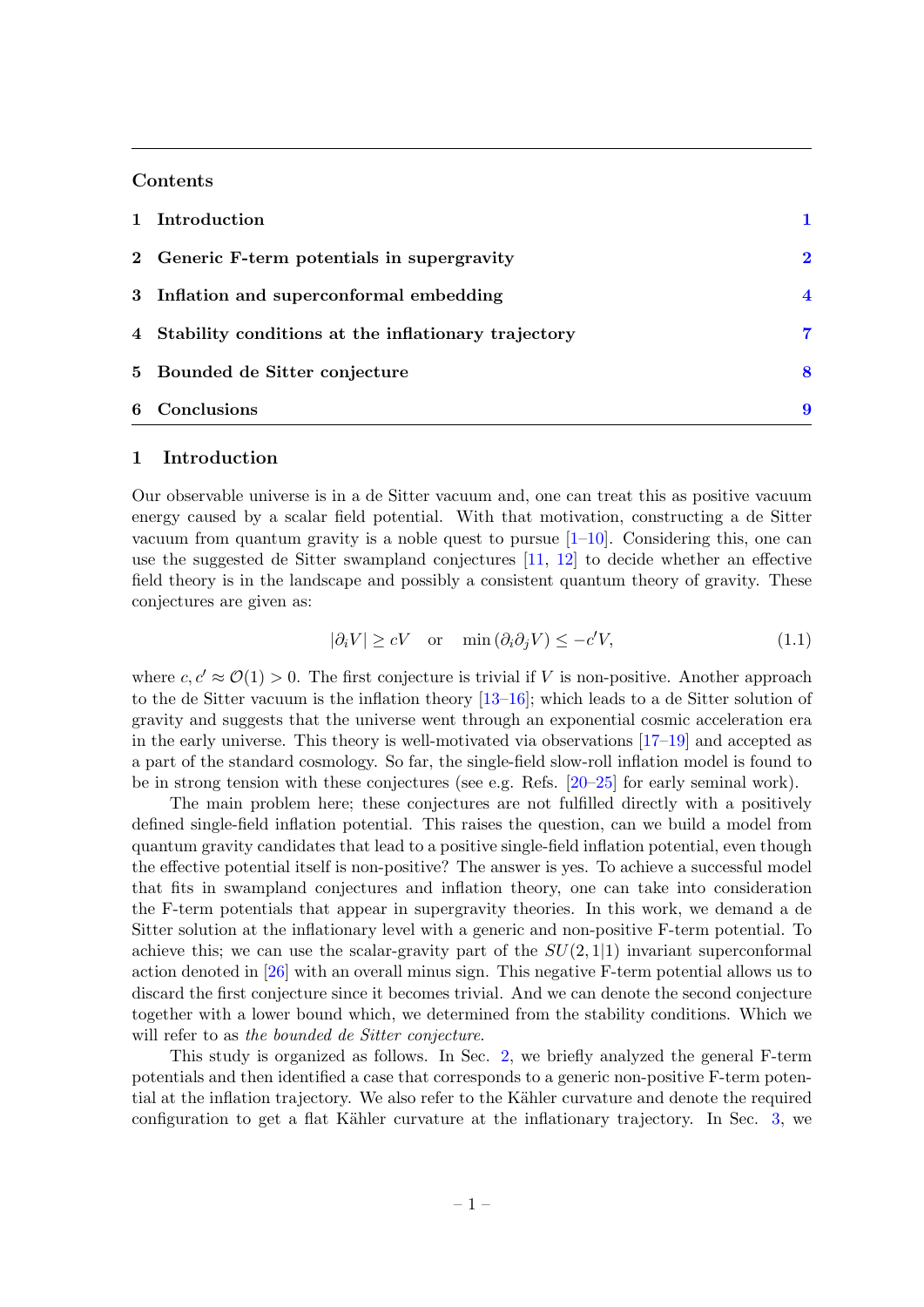**Contents**

1 Introduction 1

2 Generic F-term potentials in supergravity 2

3 Inflation and superconformal embedding 4

4 Stability conditions at the inflationary trajectory 7

5 Bounded de Sitter conjecture 8

6 Conclusions 9

## 1 Introduction

Our observable universe is in a de Sitter vacuum and, one can treat this as positive vacuum energy caused by a scalar field potential. With that motivation, constructing a de Sitter vacuum from quantum gravity is a noble quest to pursue [1–10]. Considering this, one can use the suggested de Sitter swampland conjectures [11, 12] to decide whether an effective field theory is in the landscape and possibly a consistent quantum theory of gravity. These conjectures are given as:

$$|\partial_i V| \geq cV \quad \text{or} \quad \min\left(\partial_i \partial_j V\right) \leq -c' V, \tag{1.1}$$

where $c, c' \approx \mathcal{O}(1) > 0$. The first conjecture is trivial if $V$ is non-positive. Another approach to the de Sitter vacuum is the inflation theory [13–16]; which leads to a de Sitter solution of gravity and suggests that the universe went through an exponential cosmic acceleration era in the early universe. This theory is well-motivated via observations [17–19] and accepted as a part of the standard cosmology. So far, the single-field slow-roll inflation model is found to be in strong tension with these conjectures (see e.g. Refs. [20–25] for early seminal work).

The main problem here; these conjectures are not fulfilled directly with a positively defined single-field inflation potential. This raises the question, can we build a model from quantum gravity candidates that lead to a positive single-field inflation potential, even though the effective potential itself is non-positive? The answer is yes. To achieve a successful model that fits in swampland conjectures and inflation theory, one can take into consideration the F-term potentials that appear in supergravity theories. In this work, we demand a de Sitter solution at the inflationary level with a generic and non-positive F-term potential. To achieve this; we can use the scalar-gravity part of the $SU(2,1|1)$ invariant superconformal action denoted in [26] with an overall minus sign. This negative F-term potential allows us to discard the first conjecture since it becomes trivial. And we can denote the second conjecture together with a lower bound which, we determined from the stability conditions. Which we will refer to as *the bounded de Sitter conjecture*.

This study is organized as follows. In Sec. 2, we briefly analyzed the general F-term potentials and then identified a case that corresponds to a generic non-positive F-term potential at the inflation trajectory. We also refer to the Kähler curvature and denote the required configuration to get a flat Kähler curvature at the inflationary trajectory. In Sec. 3, we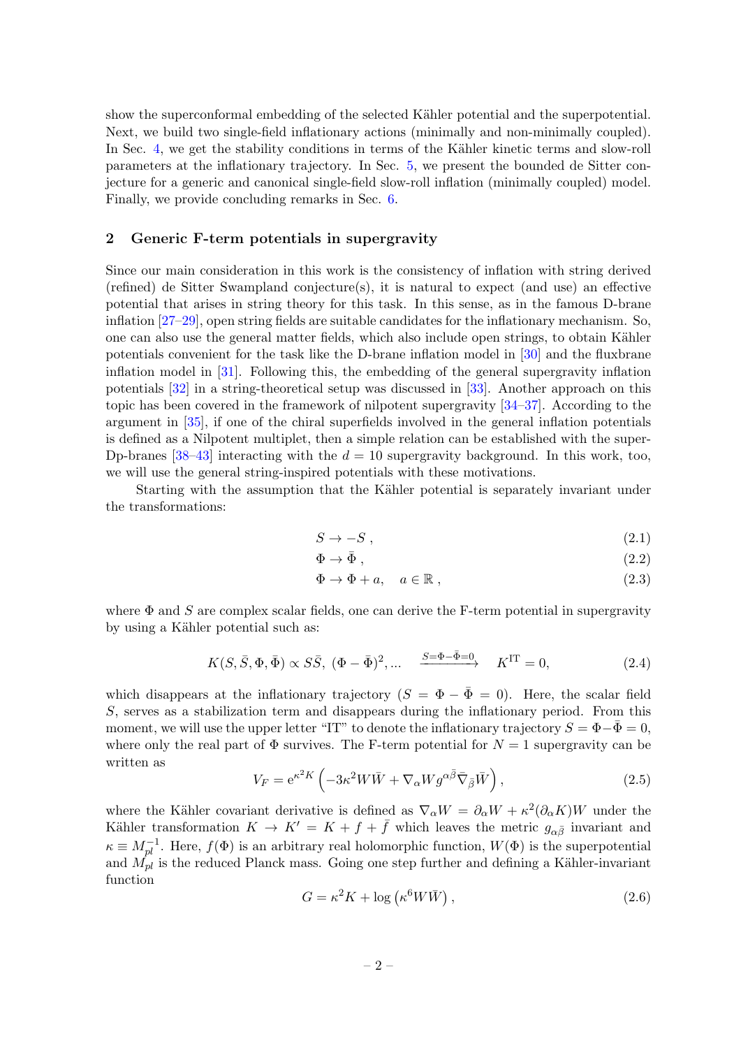show the superconformal embedding of the selected Kähler potential and the superpotential. Next, we build two single-field inflationary actions (minimally and non-minimally coupled). In Sec. 4, we get the stability conditions in terms of the Kähler kinetic terms and slow-roll parameters at the inflationary trajectory. In Sec. 5, we present the bounded de Sitter conjecture for a generic and canonical single-field slow-roll inflation (minimally coupled) model. Finally, we provide concluding remarks in Sec. 6.

## 2 Generic F-term potentials in supergravity

Since our main consideration in this work is the consistency of inflation with string derived (refined) de Sitter Swampland conjecture(s), it is natural to expect (and use) an effective potential that arises in string theory for this task. In this sense, as in the famous D-brane inflation [27–29], open string fields are suitable candidates for the inflationary mechanism. So, one can also use the general matter fields, which also include open strings, to obtain Kähler potentials convenient for the task like the D-brane inflation model in [30] and the fluxbrane inflation model in [31]. Following this, the embedding of the general supergravity inflation potentials [32] in a string-theoretical setup was discussed in [33]. Another approach on this topic has been covered in the framework of nilpotent supergravity [34–37]. According to the argument in [35], if one of the chiral superfields involved in the general inflation potentials is defined as a Nilpotent multiplet, then a simple relation can be established with the super-Dp-branes [38–43] interacting with the $d = 10$ supergravity background. In this work, too, we will use the general string-inspired potentials with these motivations.

Starting with the assumption that the Kähler potential is separately invariant under the transformations:

$$S \to -S \,, \tag{2.1}$$

$$\Phi \to \bar{\Phi} \,, \tag{2.2}$$

$$\Phi \to \Phi + a, \quad a \in \mathbb{R} \,, \tag{2.3}$$

where $\Phi$ and $S$ are complex scalar fields, one can derive the F-term potential in supergravity by using a Kähler potential such as:

$$K(S, \bar{S}, \Phi, \bar{\Phi}) \propto S\bar{S},\ (\Phi - \bar{\Phi})^2, ... \quad \xrightarrow{S=\Phi-\bar{\Phi}=0} \quad K^{\text{IT}} = 0, \tag{2.4}$$

which disappears at the inflationary trajectory ($S = \Phi - \bar{\Phi} = 0$). Here, the scalar field $S$, serves as a stabilization term and disappears during the inflationary period. From this moment, we will use the upper letter "IT" to denote the inflationary trajectory $S = \Phi - \bar{\Phi} = 0$, where only the real part of $\Phi$ survives. The F-term potential for $N = 1$ supergravity can be written as

$$V_F = \mathrm{e}^{\kappa^2 K} \left( -3\kappa^2 W\bar{W} + \nabla_\alpha W g^{\alpha\bar{\beta}} \bar{\nabla}_{\bar{\beta}} \bar{W} \right), \tag{2.5}$$

where the Kähler covariant derivative is defined as $\nabla_\alpha W = \partial_\alpha W + \kappa^2 (\partial_\alpha K) W$ under the Kähler transformation $K \to K' = K + f + \bar{f}$ which leaves the metric $g_{\alpha\bar{\beta}}$ invariant and $\kappa \equiv M_{pl}^{-1}$. Here, $f(\Phi)$ is an arbitrary real holomorphic function, $W(\Phi)$ is the superpotential and $M_{pl}$ is the reduced Planck mass. Going one step further and defining a Kähler-invariant function

$$G = \kappa^2 K + \log \left( \kappa^6 W\bar{W} \right), \tag{2.6}$$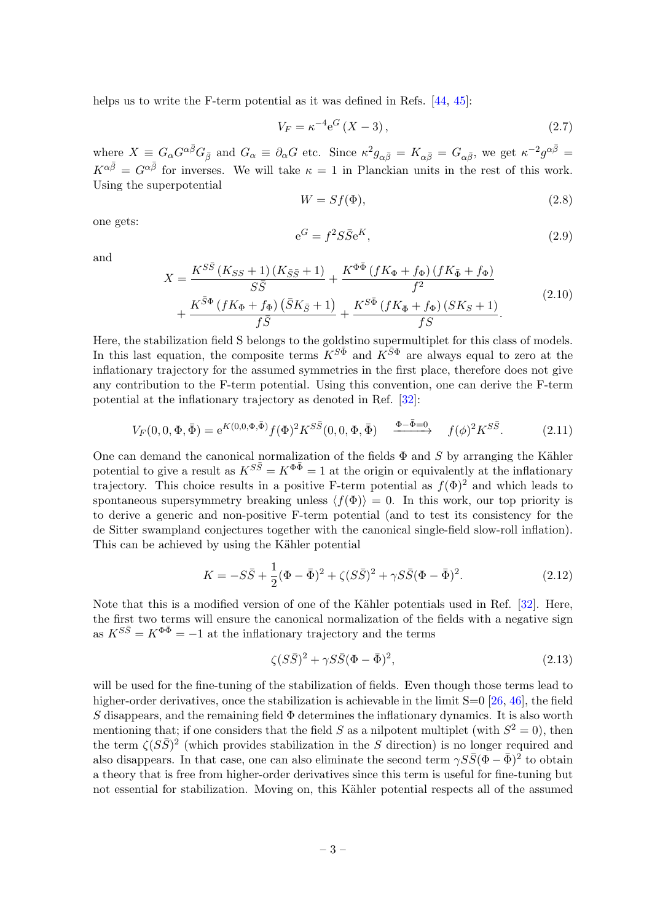helps us to write the F-term potential as it was defined in Refs. [44, 45]:

$$V_F = \kappa^{-4} \mathrm{e}^G (X - 3), \tag{2.7}$$

where $X \equiv G_\alpha G^{\alpha\bar{\beta}} G_{\bar{\beta}}$ and $G_\alpha \equiv \partial_\alpha G$ etc. Since $\kappa^2 g_{\alpha\bar{\beta}} = K_{\alpha\bar{\beta}} = G_{\alpha\bar{\beta}}$, we get $\kappa^{-2} g^{\alpha\bar{\beta}} = K^{\alpha\bar{\beta}} = G^{\alpha\bar{\beta}}$ for inverses. We will take $\kappa = 1$ in Planckian units in the rest of this work. Using the superpotential

$$W = S f(\Phi), \tag{2.8}$$

one gets:

$$\mathrm{e}^G = f^2 S\bar{S} \mathrm{e}^K, \tag{2.9}$$

and

$$\begin{aligned} X = & \frac{K^{S\bar{S}} (K_{SS} + 1)(K_{\bar{S}\bar{S}} + 1)}{S\bar{S}} + \frac{K^{\Phi\bar{\Phi}} (f K_\Phi + f_\Phi)(f K_{\bar{\Phi}} + f_\Phi)}{f^2} \\ & + \frac{K^{\bar{S}\Phi} (f K_\Phi + f_\Phi)(\bar{S} K_{\bar{S}} + 1)}{f\bar{S}} + \frac{K^{S\bar{\Phi}} (f K_{\bar{\Phi}} + f_\Phi)(S K_S + 1)}{fS}. \end{aligned} \tag{2.10}$$

Here, the stabilization field S belongs to the goldstino supermultiplet for this class of models. In this last equation, the composite terms $K^{S\bar{\Phi}}$ and $K^{\bar{S}\Phi}$ are always equal to zero at the inflationary trajectory for the assumed symmetries in the first place, therefore does not give any contribution to the F-term potential. Using this convention, one can derive the F-term potential at the inflationary trajectory as denoted in Ref. [32]:

$$V_F(0, 0, \Phi, \bar{\Phi}) = \mathrm{e}^{K(0,0,\Phi,\bar{\Phi})} f(\Phi)^2 K^{S\bar{S}}(0, 0, \Phi, \bar{\Phi}) \quad \xrightarrow{\Phi - \bar{\Phi} = 0} \quad f(\phi)^2 K^{S\bar{S}}. \tag{2.11}$$

One can demand the canonical normalization of the fields $\Phi$ and $S$ by arranging the Kähler potential to give a result as $K^{S\bar{S}} = K^{\Phi\bar{\Phi}} = 1$ at the origin or equivalently at the inflationary trajectory. This choice results in a positive F-term potential as $f(\Phi)^2$ and which leads to spontaneous supersymmetry breaking unless $\langle f(\Phi) \rangle = 0$. In this work, our top priority is to derive a generic and non-positive F-term potential (and to test its consistency for the de Sitter swampland conjectures together with the canonical single-field slow-roll inflation). This can be achieved by using the Kähler potential

$$K = -S\bar{S} + \frac{1}{2}(\Phi - \bar{\Phi})^2 + \zeta (S\bar{S})^2 + \gamma S\bar{S}(\Phi - \bar{\Phi})^2. \tag{2.12}$$

Note that this is a modified version of one of the Kähler potentials used in Ref. [32]. Here, the first two terms will ensure the canonical normalization of the fields with a negative sign as $K^{S\bar{S}} = K^{\Phi\bar{\Phi}} = -1$ at the inflationary trajectory and the terms

$$\zeta (S\bar{S})^2 + \gamma S\bar{S}(\Phi - \bar{\Phi})^2, \tag{2.13}$$

will be used for the fine-tuning of the stabilization of fields. Even though those terms lead to higher-order derivatives, once the stabilization is achievable in the limit S=0 [26, 46], the field $S$ disappears, and the remaining field $\Phi$ determines the inflationary dynamics. It is also worth mentioning that; if one considers that the field $S$ as a nilpotent multiplet (with $S^2 = 0$), then the term $\zeta(S\bar{S})^2$ (which provides stabilization in the $S$ direction) is no longer required and also disappears. In that case, one can also eliminate the second term $\gamma S\bar{S}(\Phi - \bar{\Phi})^2$ to obtain a theory that is free from higher-order derivatives since this term is useful for fine-tuning but not essential for stabilization. Moving on, this Kähler potential respects all of the assumed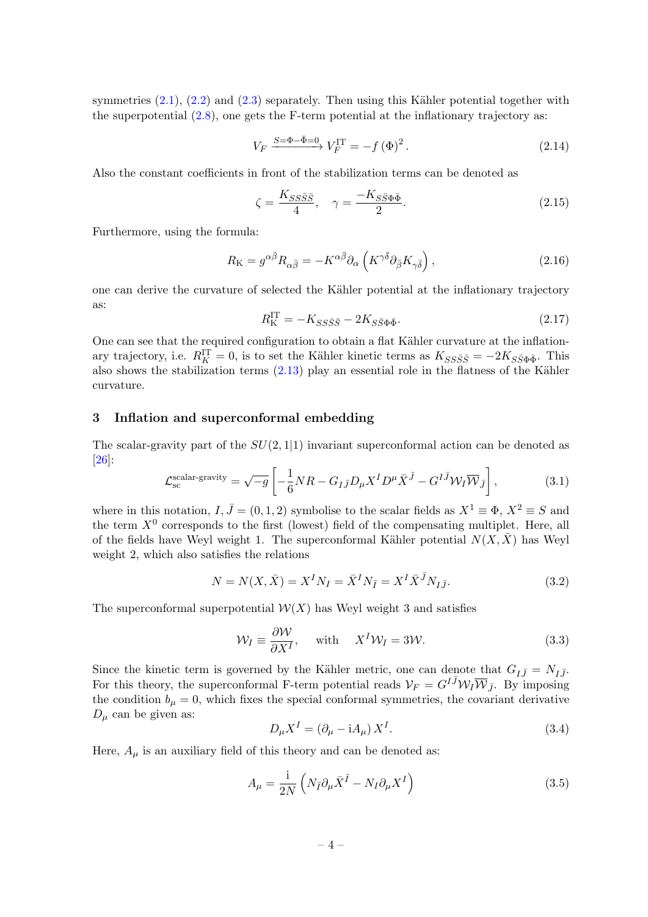symmetries (2.1), (2.2) and (2.3) separately. Then using this Kähler potential together with the superpotential (2.8), one gets the F-term potential at the inflationary trajectory as:

$$V_F \xrightarrow{S=\Phi-\bar{\Phi}=0} V_F^{\rm IT} = -f\left(\Phi\right)^2. \tag{2.14}$$

Also the constant coefficients in front of the stabilization terms can be denoted as

$$\zeta = \frac{K_{SS\bar{S}\bar{S}}}{4}, \quad \gamma = \frac{-K_{S\bar{S}\Phi\bar{\Phi}}}{2}. \tag{2.15}$$

Furthermore, using the formula:

$$R_{\rm K} = g^{\alpha\bar{\beta}} R_{\alpha\bar{\beta}} = -K^{\alpha\bar{\beta}}\partial_\alpha\left(K^{\gamma\bar{\delta}}\partial_{\bar{\beta}}K_{\gamma\bar{\delta}}\right), \tag{2.16}$$

one can derive the curvature of selected the Kähler potential at the inflationary trajectory as:

$$R_{\rm K}^{\rm IT} = -K_{SS\bar{S}\bar{S}} - 2K_{S\bar{S}\Phi\bar{\Phi}}. \tag{2.17}$$

One can see that the required configuration to obtain a flat Kähler curvature at the inflationary trajectory, i.e. $R_K^{\rm IT} = 0$, is to set the Kähler kinetic terms as $K_{SS\bar{S}\bar{S}} = -2K_{S\bar{S}\Phi\bar{\Phi}}$. This also shows the stabilization terms (2.13) play an essential role in the flatness of the Kähler curvature.

## 3 Inflation and superconformal embedding

The scalar-gravity part of the $SU(2,1|1)$ invariant superconformal action can be denoted as [26]:

$$\mathcal{L}_{\rm sc}^{\text{scalar-gravity}} = \sqrt{-g}\left[-\frac{1}{6}NR - G_{I\bar{J}}D_\mu X^I D^\mu \bar{X}^{\bar{J}} - G^{I\bar{J}}\mathcal{W}_I\overline{\mathcal{W}}_{\bar{J}}\right], \tag{3.1}$$

where in this notation, $I, \bar{J} = (0,1,2)$ symbolise to the scalar fields as $X^1 \equiv \Phi$, $X^2 \equiv S$ and the term $X^0$ corresponds to the first (lowest) field of the compensating multiplet. Here, all of the fields have Weyl weight 1. The superconformal Kähler potential $N(X,\bar{X})$ has Weyl weight 2, which also satisfies the relations

$$N = N(X,\bar{X}) = X^I N_I = \bar{X}^I N_{\bar{I}} = X^I \bar{X}^{\bar{J}} N_{I\bar{J}}. \tag{3.2}$$

The superconformal superpotential $\mathcal{W}(X)$ has Weyl weight 3 and satisfies

$$\mathcal{W}_I \equiv \frac{\partial\mathcal{W}}{\partial X^I}, \quad \text{with} \quad X^I\mathcal{W}_I = 3\mathcal{W}. \tag{3.3}$$

Since the kinetic term is governed by the Kähler metric, one can denote that $G_{I\bar{J}} = N_{I\bar{J}}$. For this theory, the superconformal F-term potential reads $\mathcal{V}_F = G^{I\bar{J}}\mathcal{W}_I\overline{\mathcal{W}}_{\bar{J}}$. By imposing the condition $b_\mu = 0$, which fixes the special conformal symmetries, the covariant derivative $D_\mu$ can be given as:

$$D_\mu X^I = \left(\partial_\mu - {\rm i}A_\mu\right)X^I. \tag{3.4}$$

Here, $A_\mu$ is an auxiliary field of this theory and can be denoted as:

$$A_\mu = \frac{\rm i}{2N}\left(N_{\bar{I}}\partial_\mu\bar{X}^{\bar{I}} - N_I\partial_\mu X^I\right) \tag{3.5}$$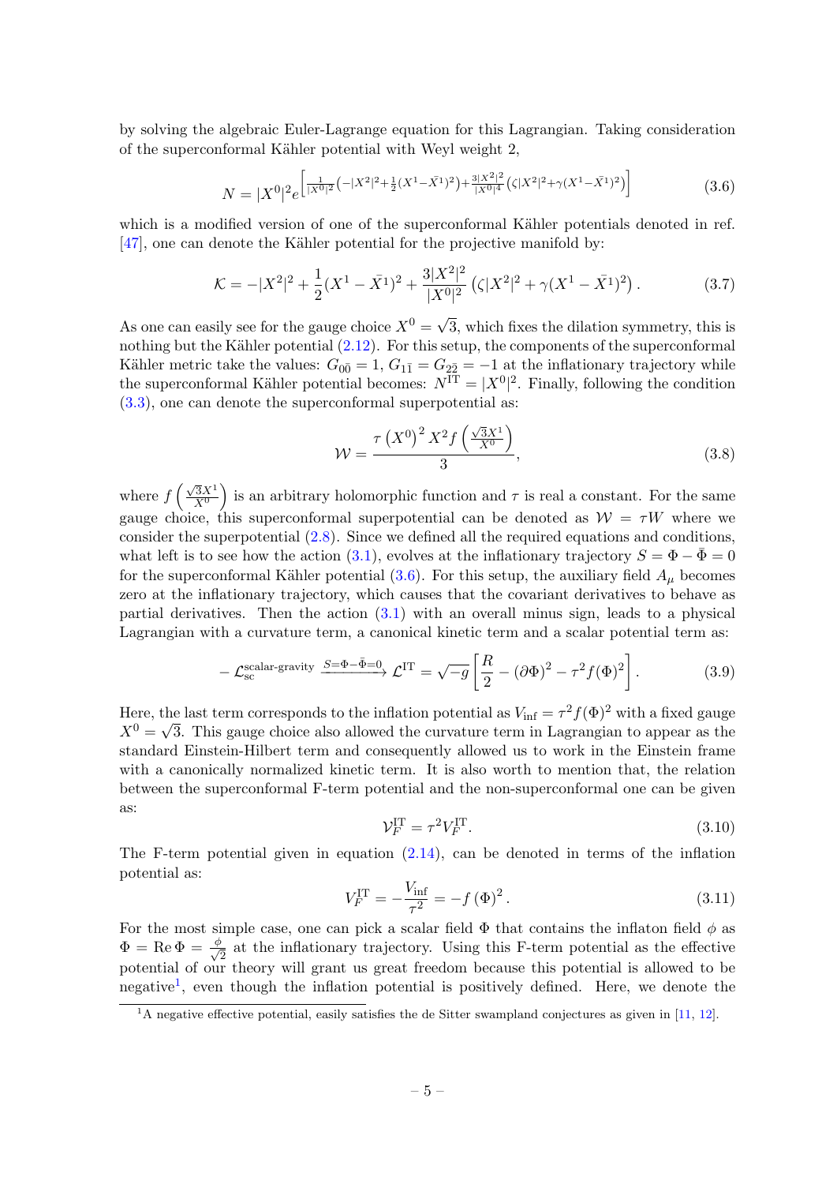by solving the algebraic Euler-Lagrange equation for this Lagrangian. Taking consideration of the superconformal Kähler potential with Weyl weight 2,

$$N = |X^0|^2 e^{\left[\frac{1}{|X^0|^2}\left(-|X^2|^2+\frac{1}{2}(X^1-\bar{X}^1)^2\right)+\frac{3|X^2|^2}{|X^0|^4}\left(\zeta|X^2|^2+\gamma(X^1-\bar{X}^1)^2\right)\right]} \tag{3.6}$$

which is a modified version of one of the superconformal Kähler potentials denoted in ref. [47], one can denote the Kähler potential for the projective manifold by:

$$\mathcal{K} = -|X^2|^2 + \frac{1}{2}(X^1-\bar{X}^1)^2 + \frac{3|X^2|^2}{|X^0|^2}\left(\zeta|X^2|^2+\gamma(X^1-\bar{X}^1)^2\right). \tag{3.7}$$

As one can easily see for the gauge choice $X^0 = \sqrt{3}$, which fixes the dilation symmetry, this is nothing but the Kähler potential (2.12). For this setup, the components of the superconformal Kähler metric take the values: $G_{0\bar{0}} = 1$, $G_{1\bar{1}} = G_{2\bar{2}} = -1$ at the inflationary trajectory while the superconformal Kähler potential becomes: $N^{\text{IT}} = |X^0|^2$. Finally, following the condition (3.3), one can denote the superconformal superpotential as:

$$\mathcal{W} = \frac{\tau\left(X^0\right)^2 X^2 f\left(\frac{\sqrt{3}X^1}{X^0}\right)}{3}, \tag{3.8}$$

where $f\left(\frac{\sqrt{3}X^1}{X^0}\right)$ is an arbitrary holomorphic function and $\tau$ is real a constant. For the same gauge choice, this superconformal superpotential can be denoted as $\mathcal{W} = \tau W$ where we consider the superpotential (2.8). Since we defined all the required equations and conditions, what left is to see how the action (3.1), evolves at the inflationary trajectory $S = \Phi - \bar{\Phi} = 0$ for the superconformal Kähler potential (3.6). For this setup, the auxiliary field $A_\mu$ becomes zero at the inflationary trajectory, which causes that the covariant derivatives to behave as partial derivatives. Then the action (3.1) with an overall minus sign, leads to a physical Lagrangian with a curvature term, a canonical kinetic term and a scalar potential term as:

$$-\mathcal{L}_{\text{sc}}^{\text{scalar-gravity}} \xrightarrow{S=\Phi-\bar{\Phi}=0} \mathcal{L}^{\text{IT}} = \sqrt{-g}\left[\frac{R}{2} - (\partial\Phi)^2 - \tau^2 f(\Phi)^2\right]. \tag{3.9}$$

Here, the last term corresponds to the inflation potential as $V_{\text{inf}} = \tau^2 f(\Phi)^2$ with a fixed gauge $X^0 = \sqrt{3}$. This gauge choice also allowed the curvature term in Lagrangian to appear as the standard Einstein-Hilbert term and consequently allowed us to work in the Einstein frame with a canonically normalized kinetic term. It is also worth to mention that, the relation between the superconformal F-term potential and the non-superconformal one can be given as:

$$\mathcal{V}_F^{\text{IT}} = \tau^2 V_F^{\text{IT}}. \tag{3.10}$$

The F-term potential given in equation (2.14), can be denoted in terms of the inflation potential as:

$$V_F^{\text{IT}} = -\frac{V_{\text{inf}}}{\tau^2} = -f\left(\Phi\right)^2. \tag{3.11}$$

For the most simple case, one can pick a scalar field $\Phi$ that contains the inflaton field $\phi$ as $\Phi = \text{Re}\,\Phi = \frac{\phi}{\sqrt{2}}$ at the inflationary trajectory. Using this F-term potential as the effective potential of our theory will grant us great freedom because this potential is allowed to be negative[1], even though the inflation potential is positively defined. Here, we denote the

[1] A negative effective potential, easily satisfies the de Sitter swampland conjectures as given in [11, 12].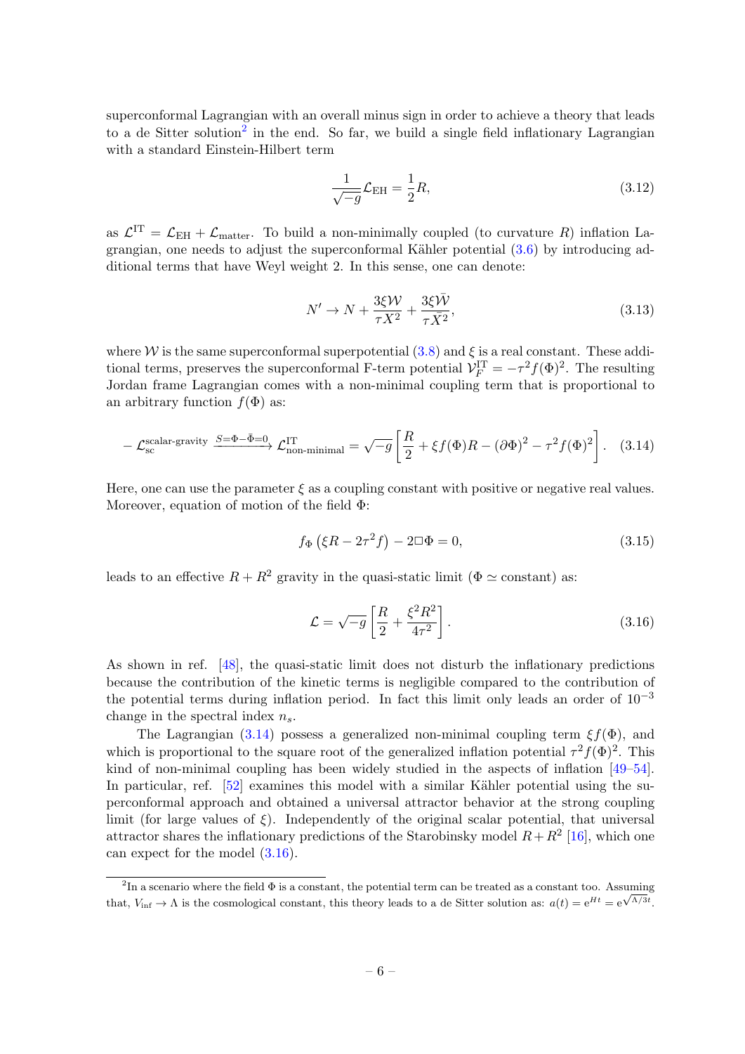superconformal Lagrangian with an overall minus sign in order to achieve a theory that leads to a de Sitter solution[2] in the end. So far, we build a single field inflationary Lagrangian with a standard Einstein-Hilbert term

$$\frac{1}{\sqrt{-g}}\mathcal{L}_{\rm EH} = \frac{1}{2}R, \tag{3.12}$$

as $\mathcal{L}^{\rm IT} = \mathcal{L}_{\rm EH} + \mathcal{L}_{\rm matter}$. To build a non-minimally coupled (to curvature $R$) inflation Lagrangian, one needs to adjust the superconformal Kähler potential (3.6) by introducing additional terms that have Weyl weight 2. In this sense, one can denote:

$$N' \to N + \frac{3\xi\mathcal{W}}{\tau X^2} + \frac{3\xi\bar{\mathcal{W}}}{\tau\bar{X}^2}, \tag{3.13}$$

where $\mathcal{W}$ is the same superconformal superpotential (3.8) and $\xi$ is a real constant. These additional terms, preserves the superconformal F-term potential $\mathcal{V}_F^{\rm IT} = -\tau^2 f(\Phi)^2$. The resulting Jordan frame Lagrangian comes with a non-minimal coupling term that is proportional to an arbitrary function $f(\Phi)$ as:

$$-\mathcal{L}_{\rm sc}^{\rm scalar\text{-}gravity} \xrightarrow{S=\Phi-\bar{\Phi}=0} \mathcal{L}^{\rm IT}_{\rm non\text{-}minimal} = \sqrt{-g}\left[\frac{R}{2} + \xi f(\Phi)R - (\partial\Phi)^2 - \tau^2 f(\Phi)^2\right]. \tag{3.14}$$

Here, one can use the parameter $\xi$ as a coupling constant with positive or negative real values. Moreover, equation of motion of the field $\Phi$:

$$f_\Phi\left(\xi R - 2\tau^2 f\right) - 2\Box\Phi = 0, \tag{3.15}$$

leads to an effective $R + R^2$ gravity in the quasi-static limit ($\Phi \simeq$ constant) as:

$$\mathcal{L} = \sqrt{-g}\left[\frac{R}{2} + \frac{\xi^2 R^2}{4\tau^2}\right]. \tag{3.16}$$

As shown in ref. [48], the quasi-static limit does not disturb the inflationary predictions because the contribution of the kinetic terms is negligible compared to the contribution of the potential terms during inflation period. In fact this limit only leads an order of $10^{-3}$ change in the spectral index $n_s$.

The Lagrangian (3.14) possess a generalized non-minimal coupling term $\xi f(\Phi)$, and which is proportional to the square root of the generalized inflation potential $\tau^2 f(\Phi)^2$. This kind of non-minimal coupling has been widely studied in the aspects of inflation [49–54]. In particular, ref. [52] examines this model with a similar Kähler potential using the superconformal approach and obtained a universal attractor behavior at the strong coupling limit (for large values of $\xi$). Independently of the original scalar potential, that universal attractor shares the inflationary predictions of the Starobinsky model $R+R^2$ [16], which one can expect for the model (3.16).

[2] In a scenario where the field $\Phi$ is a constant, the potential term can be treated as a constant too. Assuming that, $V_{\rm inf} \to \Lambda$ is the cosmological constant, this theory leads to a de Sitter solution as: $a(t) = e^{Ht} = e^{\sqrt{\Lambda/3}t}$.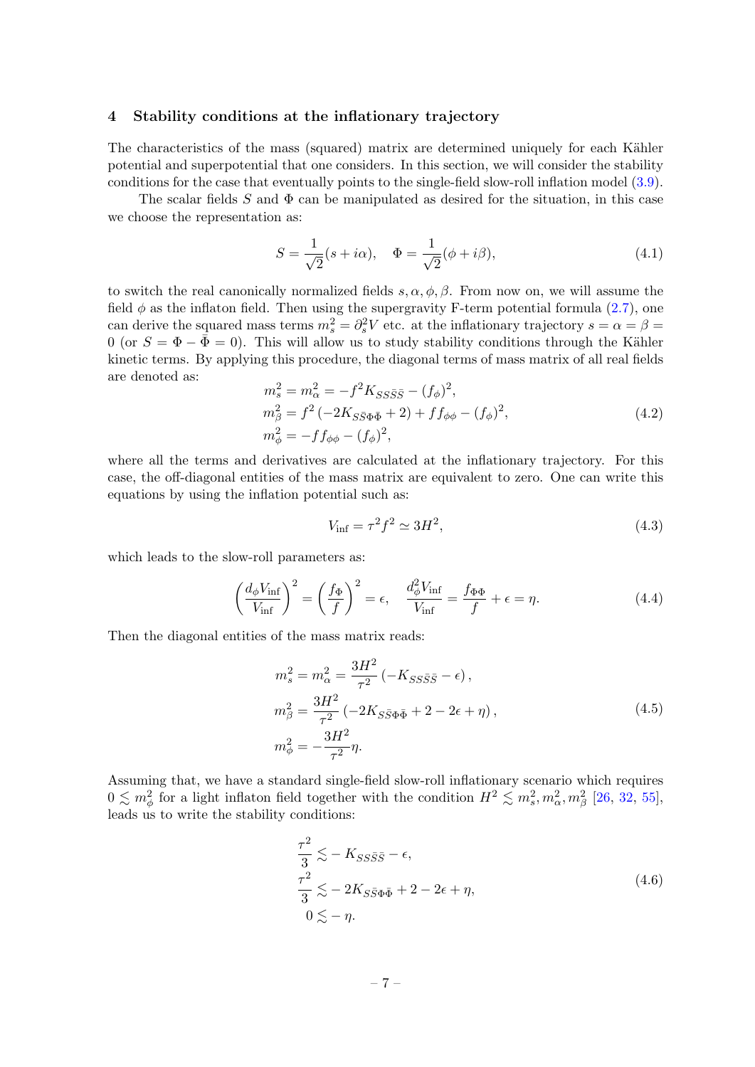## 4 Stability conditions at the inflationary trajectory

The characteristics of the mass (squared) matrix are determined uniquely for each Kähler potential and superpotential that one considers. In this section, we will consider the stability conditions for the case that eventually points to the single-field slow-roll inflation model (3.9).

The scalar fields $S$ and $\Phi$ can be manipulated as desired for the situation, in this case we choose the representation as:

$$S = \frac{1}{\sqrt{2}}(s + i\alpha), \quad \Phi = \frac{1}{\sqrt{2}}(\phi + i\beta), \tag{4.1}$$

to switch the real canonically normalized fields $s, \alpha, \phi, \beta$. From now on, we will assume the field $\phi$ as the inflaton field. Then using the supergravity F-term potential formula (2.7), one can derive the squared mass terms $m_s^2 = \partial_s^2 V$ etc. at the inflationary trajectory $s = \alpha = \beta = 0$ (or $S = \Phi - \bar{\Phi} = 0$). This will allow us to study stability conditions through the Kähler kinetic terms. By applying this procedure, the diagonal terms of mass matrix of all real fields are denoted as:

$$\begin{aligned}
m_s^2 &= m_\alpha^2 = -f^2 K_{SS\bar{S}\bar{S}} - (f_\phi)^2, \\
m_\beta^2 &= f^2\left(-2K_{S\bar{S}\Phi\bar{\Phi}} + 2\right) + f f_{\phi\phi} - (f_\phi)^2, \\
m_\phi^2 &= -f f_{\phi\phi} - (f_\phi)^2,
\end{aligned} \tag{4.2}$$

where all the terms and derivatives are calculated at the inflationary trajectory. For this case, the off-diagonal entities of the mass matrix are equivalent to zero. One can write this equations by using the inflation potential such as:

$$V_{\rm inf} = \tau^2 f^2 \simeq 3H^2, \tag{4.3}$$

which leads to the slow-roll parameters as:

$$\left(\frac{d_\phi V_{\rm inf}}{V_{\rm inf}}\right)^2 = \left(\frac{f_\Phi}{f}\right)^2 = \epsilon, \quad \frac{d_\phi^2 V_{\rm inf}}{V_{\rm inf}} = \frac{f_{\Phi\Phi}}{f} + \epsilon = \eta. \tag{4.4}$$

Then the diagonal entities of the mass matrix reads:

$$\begin{aligned}
m_s^2 &= m_\alpha^2 = \frac{3H^2}{\tau^2}\left(-K_{SS\bar{S}\bar{S}} - \epsilon\right), \\
m_\beta^2 &= \frac{3H^2}{\tau^2}\left(-2K_{S\bar{S}\Phi\bar{\Phi}} + 2 - 2\epsilon + \eta\right), \\
m_\phi^2 &= -\frac{3H^2}{\tau^2}\eta.
\end{aligned} \tag{4.5}$$

Assuming that, we have a standard single-field slow-roll inflationary scenario which requires $0 \lesssim m_\phi^2$ for a light inflaton field together with the condition $H^2 \lesssim m_s^2, m_\alpha^2, m_\beta^2$ [26, 32, 55], leads us to write the stability conditions:

$$\begin{aligned}
\frac{\tau^2}{3} &\lesssim -K_{SS\bar{S}\bar{S}} - \epsilon, \\
\frac{\tau^2}{3} &\lesssim -2K_{S\bar{S}\Phi\bar{\Phi}} + 2 - 2\epsilon + \eta, \\
0 &\lesssim -\eta.
\end{aligned} \tag{4.6}$$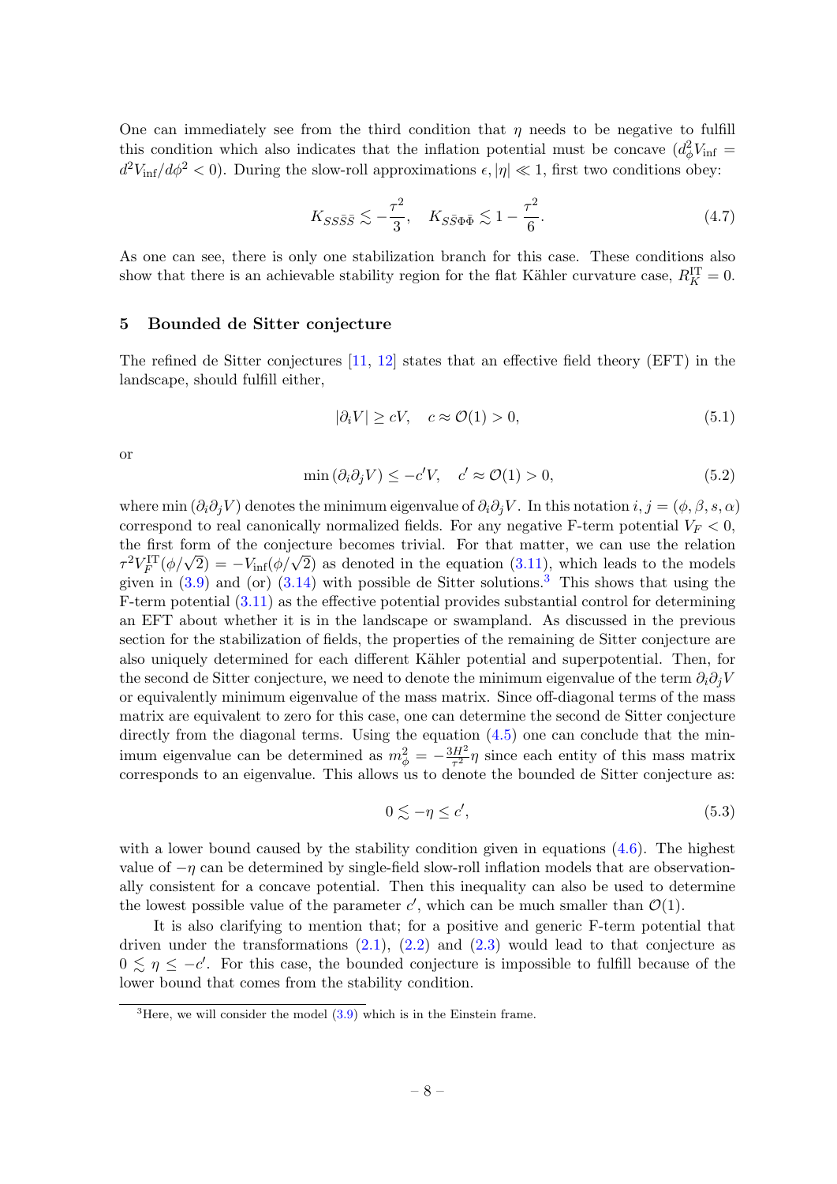One can immediately see from the third condition that $\eta$ needs to be negative to fulfill this condition which also indicates that the inflation potential must be concave ($d^2_\phi V_{\text{inf}} = d^2 V_{\text{inf}}/d\phi^2 < 0$). During the slow-roll approximations $\epsilon, |\eta| \ll 1$, first two conditions obey:

$$K_{S\bar{S}S\bar{S}} \lesssim -\frac{\tau^2}{3}, \quad K_{S\bar{S}\Phi\bar{\Phi}} \lesssim 1 - \frac{\tau^2}{6}. \tag{4.7}$$

As one can see, there is only one stabilization branch for this case. These conditions also show that there is an achievable stability region for the flat Kähler curvature case, $R_K^{\text{IT}} = 0$.

## 5 Bounded de Sitter conjecture

The refined de Sitter conjectures [11, 12] states that an effective field theory (EFT) in the landscape, should fulfill either,

$$|\partial_i V| \geq cV, \quad c \approx \mathcal{O}(1) > 0, \tag{5.1}$$

or

$$\min(\partial_i \partial_j V) \leq -c'V, \quad c' \approx \mathcal{O}(1) > 0, \tag{5.2}$$

where $\min(\partial_i \partial_j V)$ denotes the minimum eigenvalue of $\partial_i \partial_j V$. In this notation $i, j = (\phi, \beta, s, \alpha)$ correspond to real canonically normalized fields. For any negative F-term potential $V_F < 0$, the first form of the conjecture becomes trivial. For that matter, we can use the relation $\tau^2 V_F^{\text{IT}}(\phi/\sqrt{2}) = -V_{\text{inf}}(\phi/\sqrt{2})$ as denoted in the equation (3.11), which leads to the models given in (3.9) and (or) (3.14) with possible de Sitter solutions.[3] This shows that using the F-term potential (3.11) as the effective potential provides substantial control for determining an EFT about whether it is in the landscape or swampland. As discussed in the previous section for the stabilization of fields, the properties of the remaining de Sitter conjecture are also uniquely determined for each different Kähler potential and superpotential. Then, for the second de Sitter conjecture, we need to denote the minimum eigenvalue of the term $\partial_i \partial_j V$ or equivalently minimum eigenvalue of the mass matrix. Since off-diagonal terms of the mass matrix are equivalent to zero for this case, one can determine the second de Sitter conjecture directly from the diagonal terms. Using the equation (4.5) one can conclude that the minimum eigenvalue can be determined as $m_\phi^2 = -\frac{3H^2}{\tau^2}\eta$ since each entity of this mass matrix corresponds to an eigenvalue. This allows us to denote the bounded de Sitter conjecture as:

$$0 \lesssim -\eta \leq c', \tag{5.3}$$

with a lower bound caused by the stability condition given in equations (4.6). The highest value of $-\eta$ can be determined by single-field slow-roll inflation models that are observationally consistent for a concave potential. Then this inequality can also be used to determine the lowest possible value of the parameter $c'$, which can be much smaller than $\mathcal{O}(1)$.

It is also clarifying to mention that; for a positive and generic F-term potential that driven under the transformations (2.1), (2.2) and (2.3) would lead to that conjecture as $0 \lesssim \eta \leq -c'$. For this case, the bounded conjecture is impossible to fulfill because of the lower bound that comes from the stability condition.

[3] Here, we will consider the model (3.9) which is in the Einstein frame.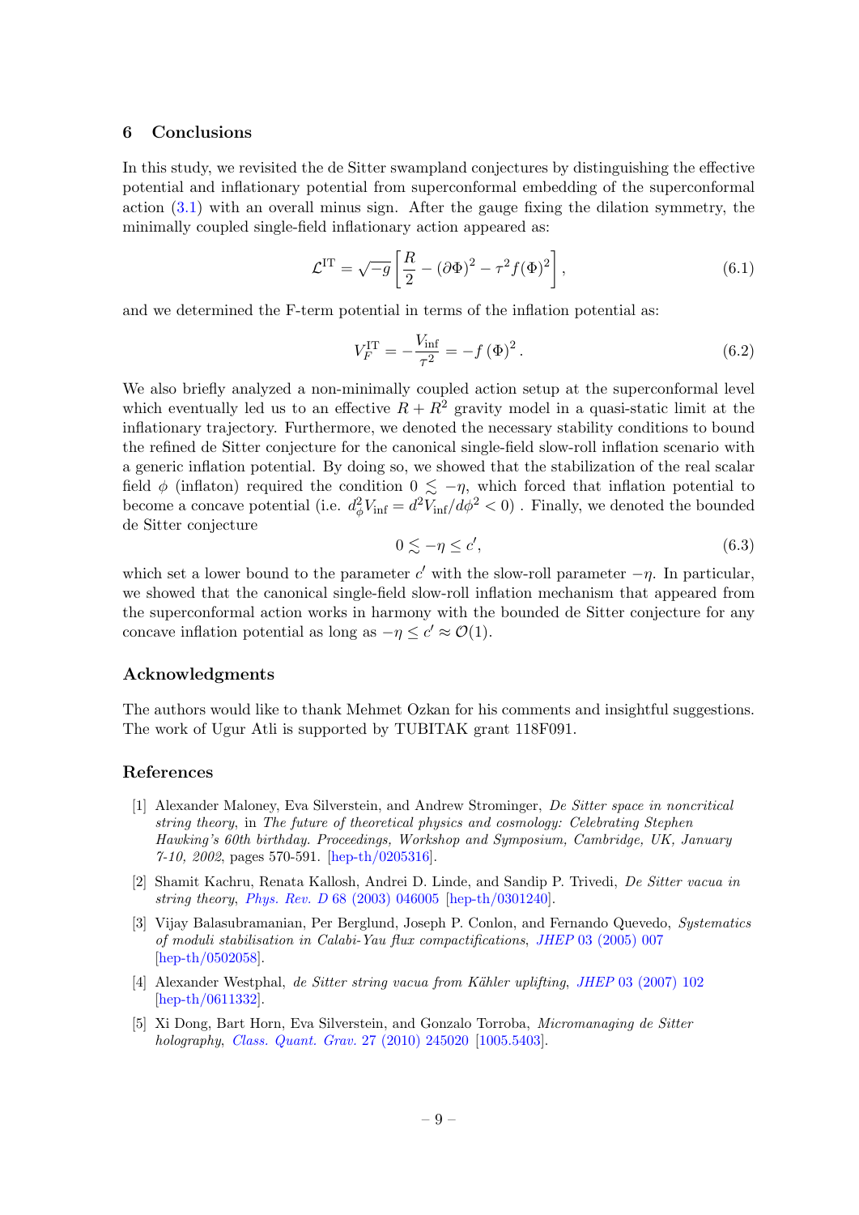## 6 Conclusions

In this study, we revisited the de Sitter swampland conjectures by distinguishing the effective potential and inflationary potential from superconformal embedding of the superconformal action (3.1) with an overall minus sign. After the gauge fixing the dilation symmetry, the minimally coupled single-field inflationary action appeared as:

$$\mathcal{L}^{\text{IT}} = \sqrt{-g}\left[\frac{R}{2} - (\partial\Phi)^2 - \tau^2 f(\Phi)^2\right], \tag{6.1}$$

and we determined the F-term potential in terms of the inflation potential as:

$$V_F^{\text{IT}} = -\frac{V_{\text{inf}}}{\tau^2} = -f\left(\Phi\right)^2. \tag{6.2}$$

We also briefly analyzed a non-minimally coupled action setup at the superconformal level which eventually led us to an effective $R + R^2$ gravity model in a quasi-static limit at the inflationary trajectory. Furthermore, we denoted the necessary stability conditions to bound the refined de Sitter conjecture for the canonical single-field slow-roll inflation scenario with a generic inflation potential. By doing so, we showed that the stabilization of the real scalar field $\phi$ (inflaton) required the condition $0 \lesssim -\eta$, which forced that inflation potential to become a concave potential (i.e. $d_\phi^2 V_{\text{inf}} = d^2 V_{\text{inf}}/d\phi^2 < 0$) . Finally, we denoted the bounded de Sitter conjecture

$$0 \lesssim -\eta \leq c', \tag{6.3}$$

which set a lower bound to the parameter $c'$ with the slow-roll parameter $-\eta$. In particular, we showed that the canonical single-field slow-roll inflation mechanism that appeared from the superconformal action works in harmony with the bounded de Sitter conjecture for any concave inflation potential as long as $-\eta \leq c' \approx \mathcal{O}(1)$.

### Acknowledgments

The authors would like to thank Mehmet Ozkan for his comments and insightful suggestions. The work of Ugur Atli is supported by TUBITAK grant 118F091.

### References

[1] Alexander Maloney, Eva Silverstein, and Andrew Strominger, *De Sitter space in noncritical string theory*, in *The future of theoretical physics and cosmology: Celebrating Stephen Hawking's 60th birthday. Proceedings, Workshop and Symposium, Cambridge, UK, January 7-10, 2002*, pages 570-591. [hep-th/0205316].

[2] Shamit Kachru, Renata Kallosh, Andrei D. Linde, and Sandip P. Trivedi, *De Sitter vacua in string theory*, *Phys. Rev. D* 68 (2003) 046005 [hep-th/0301240].

[3] Vijay Balasubramanian, Per Berglund, Joseph P. Conlon, and Fernando Quevedo, *Systematics of moduli stabilisation in Calabi-Yau flux compactifications*, *JHEP* 03 (2005) 007 [hep-th/0502058].

[4] Alexander Westphal, *de Sitter string vacua from Kähler uplifting*, *JHEP* 03 (2007) 102 [hep-th/0611332].

[5] Xi Dong, Bart Horn, Eva Silverstein, and Gonzalo Torroba, *Micromanaging de Sitter holography*, *Class. Quant. Grav.* 27 (2010) 245020 [1005.5403].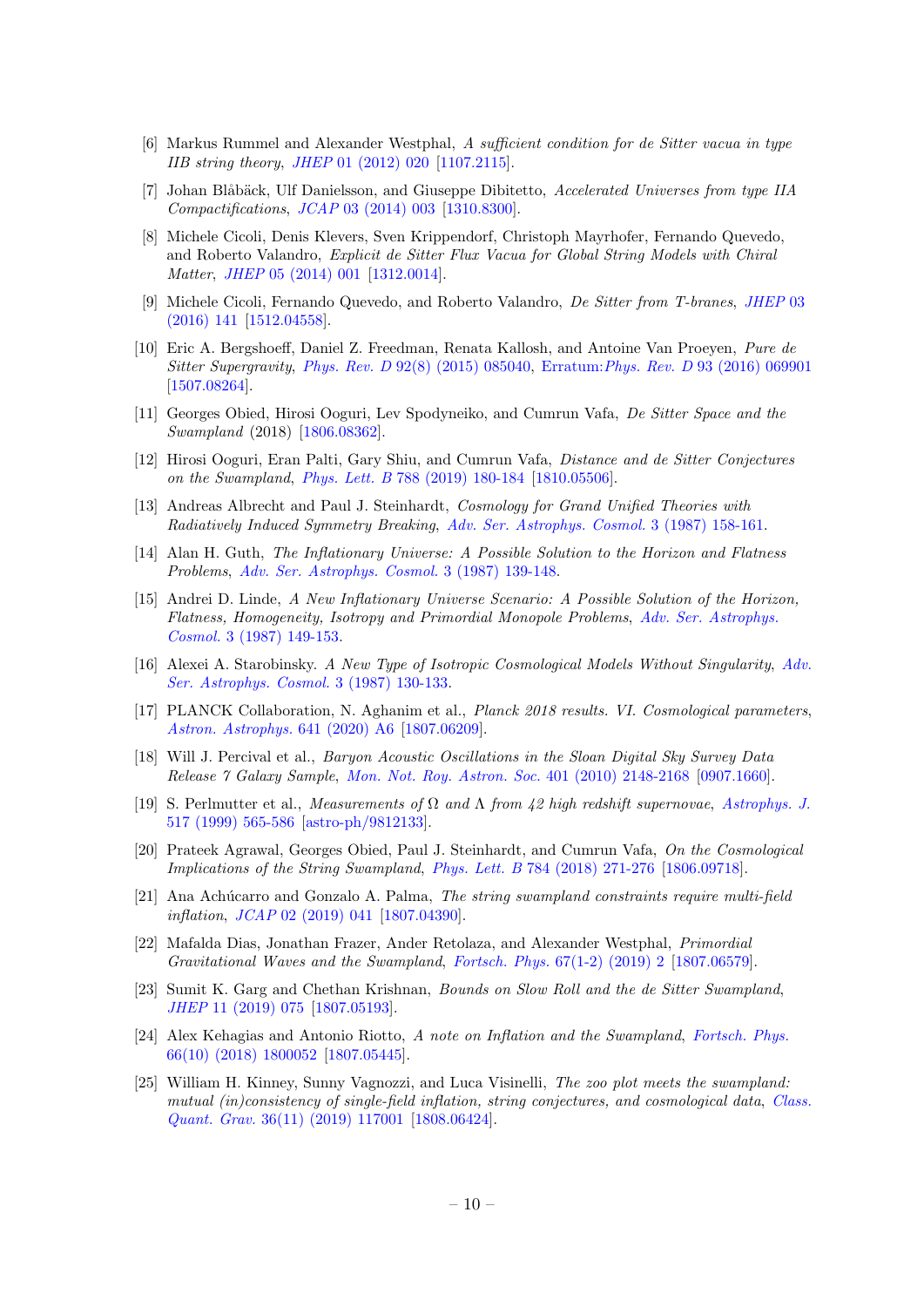[6] Markus Rummel and Alexander Westphal, *A sufficient condition for de Sitter vacua in type IIB string theory*, *JHEP* 01 (2012) 020 [1107.2115].

[7] Johan Blåbäck, Ulf Danielsson, and Giuseppe Dibitetto, *Accelerated Universes from type IIA Compactifications*, *JCAP* 03 (2014) 003 [1310.8300].

[8] Michele Cicoli, Denis Klevers, Sven Krippendorf, Christoph Mayrhofer, Fernando Quevedo, and Roberto Valandro, *Explicit de Sitter Flux Vacua for Global String Models with Chiral Matter*, *JHEP* 05 (2014) 001 [1312.0014].

[9] Michele Cicoli, Fernando Quevedo, and Roberto Valandro, *De Sitter from T-branes*, *JHEP* 03 (2016) 141 [1512.04558].

[10] Eric A. Bergshoeff, Daniel Z. Freedman, Renata Kallosh, and Antoine Van Proeyen, *Pure de Sitter Supergravity*, *Phys. Rev. D* 92(8) (2015) 085040, Erratum:*Phys. Rev. D* 93 (2016) 069901 [1507.08264].

[11] Georges Obied, Hirosi Ooguri, Lev Spodyneiko, and Cumrun Vafa, *De Sitter Space and the Swampland* (2018) [1806.08362].

[12] Hirosi Ooguri, Eran Palti, Gary Shiu, and Cumrun Vafa, *Distance and de Sitter Conjectures on the Swampland*, *Phys. Lett. B* 788 (2019) 180-184 [1810.05506].

[13] Andreas Albrecht and Paul J. Steinhardt, *Cosmology for Grand Unified Theories with Radiatively Induced Symmetry Breaking*, *Adv. Ser. Astrophys. Cosmol.* 3 (1987) 158-161.

[14] Alan H. Guth, *The Inflationary Universe: A Possible Solution to the Horizon and Flatness Problems*, *Adv. Ser. Astrophys. Cosmol.* 3 (1987) 139-148.

[15] Andrei D. Linde, *A New Inflationary Universe Scenario: A Possible Solution of the Horizon, Flatness, Homogeneity, Isotropy and Primordial Monopole Problems*, *Adv. Ser. Astrophys. Cosmol.* 3 (1987) 149-153.

[16] Alexei A. Starobinsky. *A New Type of Isotropic Cosmological Models Without Singularity*, *Adv. Ser. Astrophys. Cosmol.* 3 (1987) 130-133.

[17] PLANCK Collaboration, N. Aghanim et al., *Planck 2018 results. VI. Cosmological parameters*, *Astron. Astrophys.* 641 (2020) A6 [1807.06209].

[18] Will J. Percival et al., *Baryon Acoustic Oscillations in the Sloan Digital Sky Survey Data Release 7 Galaxy Sample*, *Mon. Not. Roy. Astron. Soc.* 401 (2010) 2148-2168 [0907.1660].

[19] S. Perlmutter et al., *Measurements of $\Omega$ and $\Lambda$ from 42 high redshift supernovae*, *Astrophys. J.* 517 (1999) 565-586 [astro-ph/9812133].

[20] Prateek Agrawal, Georges Obied, Paul J. Steinhardt, and Cumrun Vafa, *On the Cosmological Implications of the String Swampland*, *Phys. Lett. B* 784 (2018) 271-276 [1806.09718].

[21] Ana Achúcarro and Gonzalo A. Palma, *The string swampland constraints require multi-field inflation*, *JCAP* 02 (2019) 041 [1807.04390].

[22] Mafalda Dias, Jonathan Frazer, Ander Retolaza, and Alexander Westphal, *Primordial Gravitational Waves and the Swampland*, *Fortsch. Phys.* 67(1-2) (2019) 2 [1807.06579].

[23] Sumit K. Garg and Chethan Krishnan, *Bounds on Slow Roll and the de Sitter Swampland*, *JHEP* 11 (2019) 075 [1807.05193].

[24] Alex Kehagias and Antonio Riotto, *A note on Inflation and the Swampland*, *Fortsch. Phys.* 66(10) (2018) 1800052 [1807.05445].

[25] William H. Kinney, Sunny Vagnozzi, and Luca Visinelli, *The zoo plot meets the swampland: mutual (in)consistency of single-field inflation, string conjectures, and cosmological data*, *Class. Quant. Grav.* 36(11) (2019) 117001 [1808.06424].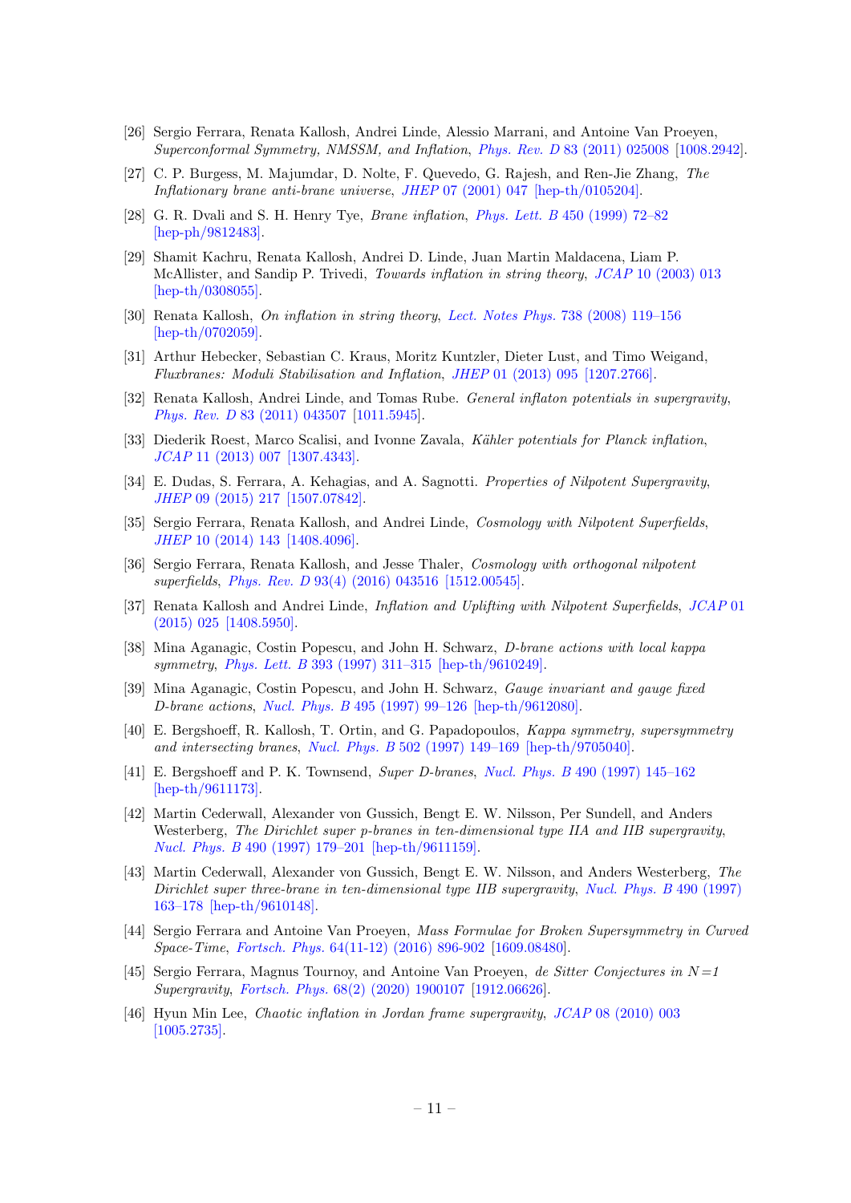[26] Sergio Ferrara, Renata Kallosh, Andrei Linde, Alessio Marrani, and Antoine Van Proeyen, *Superconformal Symmetry, NMSSM, and Inflation*, *Phys. Rev. D* 83 (2011) 025008 [1008.2942].

[27] C. P. Burgess, M. Majumdar, D. Nolte, F. Quevedo, G. Rajesh, and Ren-Jie Zhang, *The Inflationary brane anti-brane universe*, *JHEP* 07 (2001) 047 [hep-th/0105204].

[28] G. R. Dvali and S. H. Henry Tye, *Brane inflation*, *Phys. Lett. B* 450 (1999) 72–82 [hep-ph/9812483].

[29] Shamit Kachru, Renata Kallosh, Andrei D. Linde, Juan Martin Maldacena, Liam P. McAllister, and Sandip P. Trivedi, *Towards inflation in string theory*, *JCAP* 10 (2003) 013 [hep-th/0308055].

[30] Renata Kallosh, *On inflation in string theory*, *Lect. Notes Phys.* 738 (2008) 119–156 [hep-th/0702059].

[31] Arthur Hebecker, Sebastian C. Kraus, Moritz Kuntzler, Dieter Lust, and Timo Weigand, *Fluxbranes: Moduli Stabilisation and Inflation*, *JHEP* 01 (2013) 095 [1207.2766].

[32] Renata Kallosh, Andrei Linde, and Tomas Rube. *General inflaton potentials in supergravity*, *Phys. Rev. D* 83 (2011) 043507 [1011.5945].

[33] Diederik Roest, Marco Scalisi, and Ivonne Zavala, *Kähler potentials for Planck inflation*, *JCAP* 11 (2013) 007 [1307.4343].

[34] E. Dudas, S. Ferrara, A. Kehagias, and A. Sagnotti. *Properties of Nilpotent Supergravity*, *JHEP* 09 (2015) 217 [1507.07842].

[35] Sergio Ferrara, Renata Kallosh, and Andrei Linde, *Cosmology with Nilpotent Superfields*, *JHEP* 10 (2014) 143 [1408.4096].

[36] Sergio Ferrara, Renata Kallosh, and Jesse Thaler, *Cosmology with orthogonal nilpotent superfields*, *Phys. Rev. D* 93(4) (2016) 043516 [1512.00545].

[37] Renata Kallosh and Andrei Linde, *Inflation and Uplifting with Nilpotent Superfields*, *JCAP* 01 (2015) 025 [1408.5950].

[38] Mina Aganagic, Costin Popescu, and John H. Schwarz, *D-brane actions with local kappa symmetry*, *Phys. Lett. B* 393 (1997) 311–315 [hep-th/9610249].

[39] Mina Aganagic, Costin Popescu, and John H. Schwarz, *Gauge invariant and gauge fixed D-brane actions*, *Nucl. Phys. B* 495 (1997) 99–126 [hep-th/9612080].

[40] E. Bergshoeff, R. Kallosh, T. Ortin, and G. Papadopoulos, *Kappa symmetry, supersymmetry and intersecting branes*, *Nucl. Phys. B* 502 (1997) 149–169 [hep-th/9705040].

[41] E. Bergshoeff and P. K. Townsend, *Super D-branes*, *Nucl. Phys. B* 490 (1997) 145–162 [hep-th/9611173].

[42] Martin Cederwall, Alexander von Gussich, Bengt E. W. Nilsson, Per Sundell, and Anders Westerberg, *The Dirichlet super p-branes in ten-dimensional type IIA and IIB supergravity*, *Nucl. Phys. B* 490 (1997) 179–201 [hep-th/9611159].

[43] Martin Cederwall, Alexander von Gussich, Bengt E. W. Nilsson, and Anders Westerberg, *The Dirichlet super three-brane in ten-dimensional type IIB supergravity*, *Nucl. Phys. B* 490 (1997) 163–178 [hep-th/9610148].

[44] Sergio Ferrara and Antoine Van Proeyen, *Mass Formulae for Broken Supersymmetry in Curved Space-Time*, *Fortsch. Phys.* 64(11-12) (2016) 896-902 [1609.08480].

[45] Sergio Ferrara, Magnus Tournoy, and Antoine Van Proeyen, *de Sitter Conjectures in N=1 Supergravity*, *Fortsch. Phys.* 68(2) (2020) 1900107 [1912.06626].

[46] Hyun Min Lee, *Chaotic inflation in Jordan frame supergravity*, *JCAP* 08 (2010) 003 [1005.2735].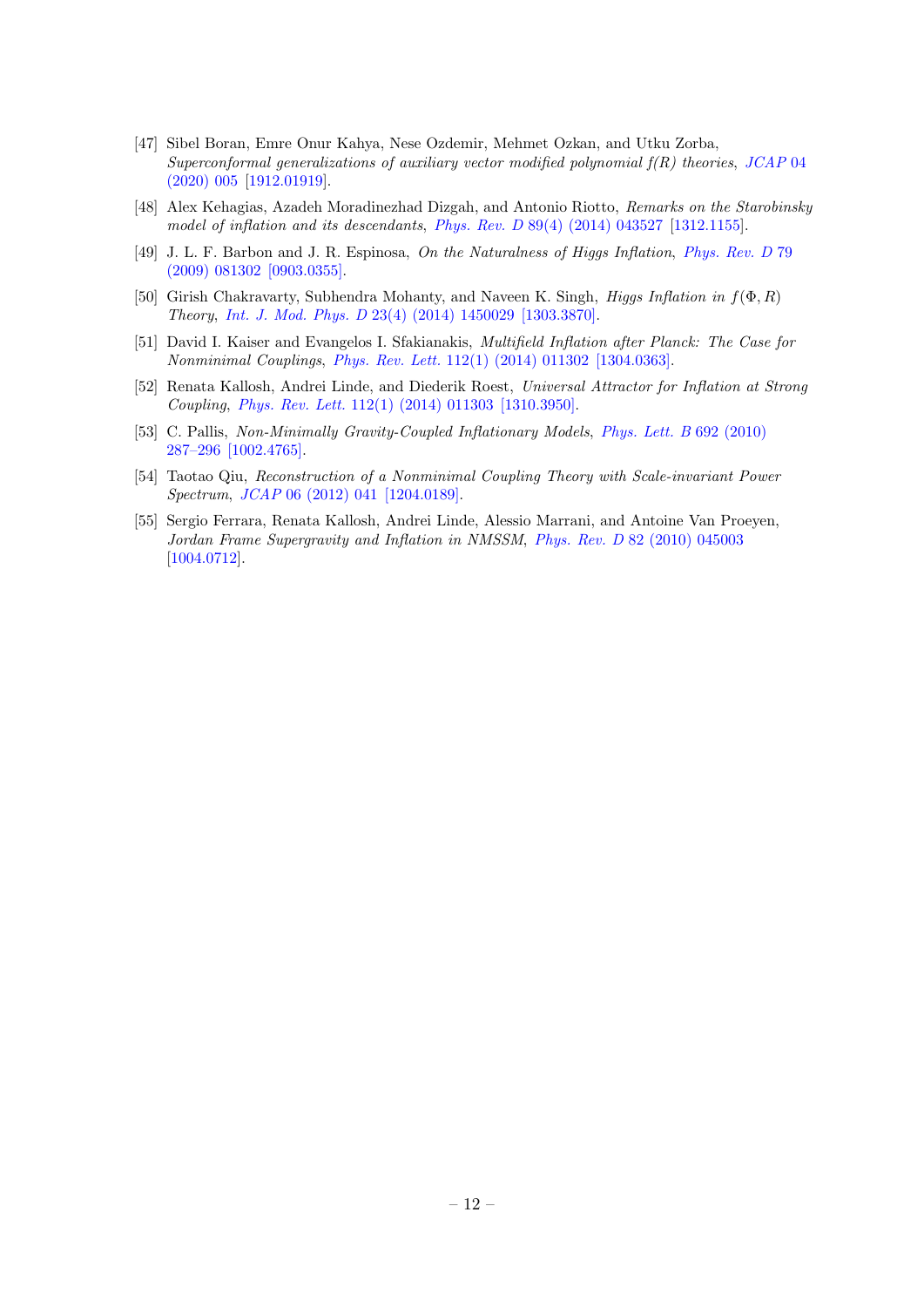[47] Sibel Boran, Emre Onur Kahya, Nese Ozdemir, Mehmet Ozkan, and Utku Zorba, *Superconformal generalizations of auxiliary vector modified polynomial f(R) theories*, JCAP 04 (2020) 005 [1912.01919].

[48] Alex Kehagias, Azadeh Moradinezhad Dizgah, and Antonio Riotto, *Remarks on the Starobinsky model of inflation and its descendants*, Phys. Rev. D 89(4) (2014) 043527 [1312.1155].

[49] J. L. F. Barbon and J. R. Espinosa, *On the Naturalness of Higgs Inflation*, Phys. Rev. D 79 (2009) 081302 [0903.0355].

[50] Girish Chakravarty, Subhendra Mohanty, and Naveen K. Singh, *Higgs Inflation in $f(\Phi, R)$ Theory*, Int. J. Mod. Phys. D 23(4) (2014) 1450029 [1303.3870].

[51] David I. Kaiser and Evangelos I. Sfakianakis, *Multifield Inflation after Planck: The Case for Nonminimal Couplings*, Phys. Rev. Lett. 112(1) (2014) 011302 [1304.0363].

[52] Renata Kallosh, Andrei Linde, and Diederik Roest, *Universal Attractor for Inflation at Strong Coupling*, Phys. Rev. Lett. 112(1) (2014) 011303 [1310.3950].

[53] C. Pallis, *Non-Minimally Gravity-Coupled Inflationary Models*, Phys. Lett. B 692 (2010) 287–296 [1002.4765].

[54] Taotao Qiu, *Reconstruction of a Nonminimal Coupling Theory with Scale-invariant Power Spectrum*, JCAP 06 (2012) 041 [1204.0189].

[55] Sergio Ferrara, Renata Kallosh, Andrei Linde, Alessio Marrani, and Antoine Van Proeyen, *Jordan Frame Supergravity and Inflation in NMSSM*, Phys. Rev. D 82 (2010) 045003 [1004.0712].